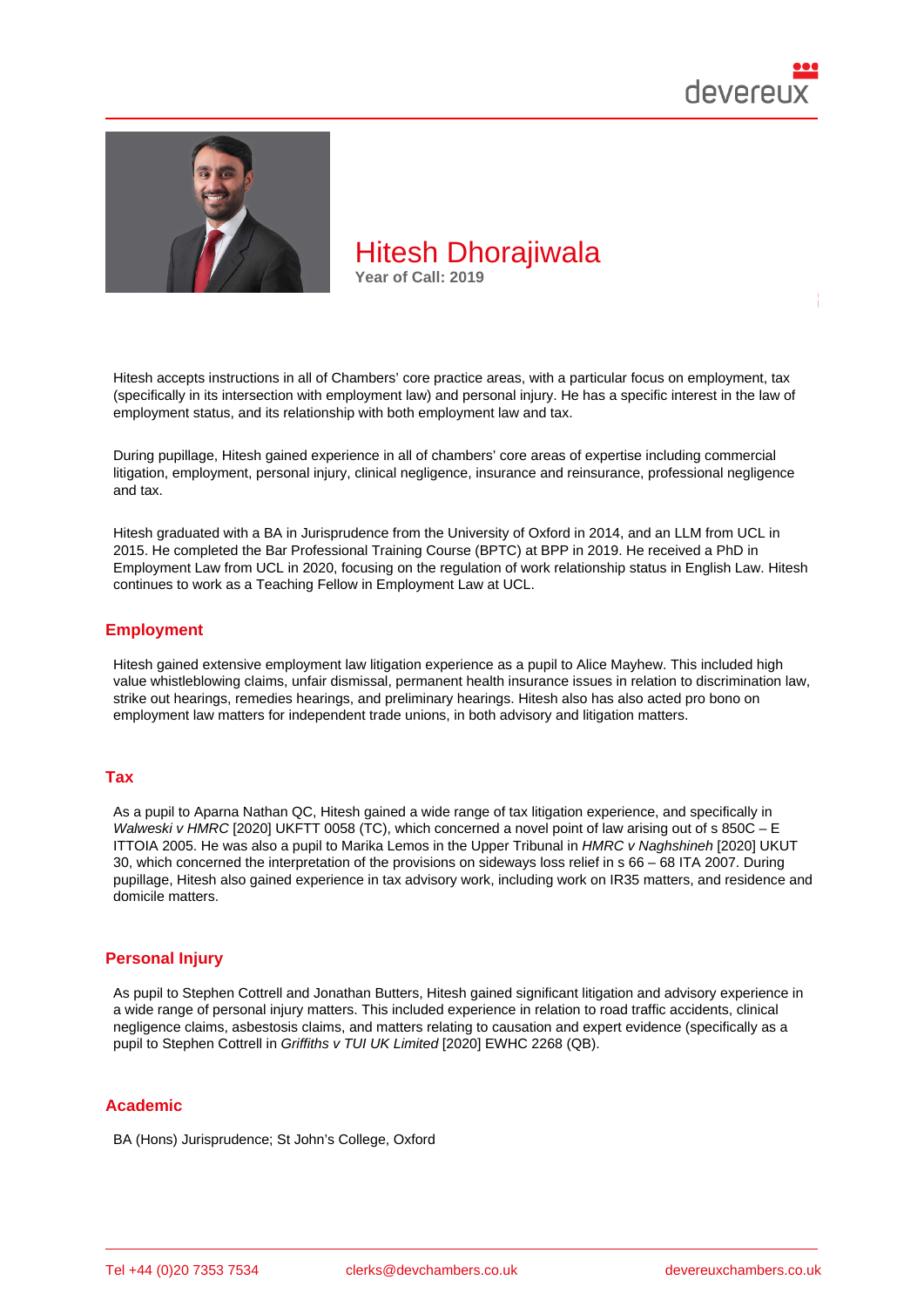# Hitesh Dhorajiwala

**Year of Call: 2019**

Hitesh accepts instructions in all of Chambers' core practice areas, with a particular focus on employment, tax (specifically in its intersection with employment law) and personal injury. He has a specific interest in the law of employment status, and its relationship with both employment law and tax.

During pupillage, Hitesh gained experience in all of chambers' core areas of expertise including commercial litigation, employment, personal injury, clinical negligence, insurance and reinsurance, professional negligence and tax.

Hitesh graduated with a BA in Jurisprudence from the University of Oxford in 2014, and an LLM from UCL in 2015. He completed the Bar Professional Training Course (BPTC) at BPP in 2019. He received a PhD in Employment Law from UCL in 2020, focusing on the regulation of work relationship status in English Law. Hitesh continues to work as a Teaching Fellow in Employment Law at UCL.

## Employment

Hitesh gained extensive employment law litigation experience as a pupil to Alice Mayhew. This included high value whistleblowing claims, unfair dismissal, permanent health insurance issues in relation to discrimination law, strike out hearings, remedies hearings, and preliminary hearings. Hitesh also has also acted pro bono on employment law matters for independent trade unions, in both advisory and litigation matters.

## Tax

As a pupil to Aparna Nathan QC, Hitesh gained a wide range of tax litigation experience, and specifically in *Walweski v HMRC* [2020] UKFTT 0058 (TC), which concerned a novel point of law arising out of s 850C – E ITTOIA 2005. He was also a pupil to Marika Lemos in the Upper Tribunal in *HMRC v Naghshineh* [2020] UKUT 30, which concerned the interpretation of the provisions on sideways loss relief in s 66 – 68 ITA 2007. During pupillage, Hitesh also gained experience in tax advisory work, including work on IR35 matters, and residence and domicile matters.

## Personal Injury

As pupil to Stephen Cottrell and Jonathan Butters, Hitesh gained significant litigation and advisory experience in a wide range of personal injury matters. This included experience in relation to road traffic accidents, clinical negligence claims, asbestosis claims, and matters relating to causation and expert evidence (specifically as a pupil to Stephen Cottrell in *Griffiths v TUI UK Limited* [2020] EWHC 2268 (QB).

## Academic

BA (Hons) Jurisprudence; St John's College, Oxford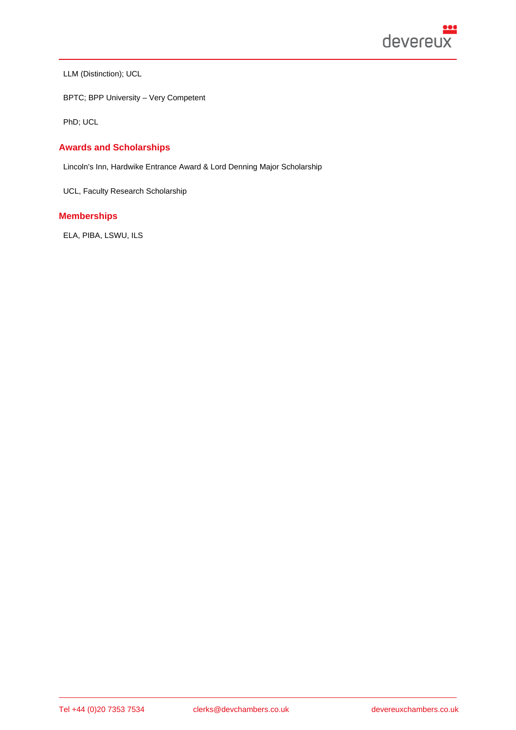LLM (Distinction); UCL

BPTC; BPP University – Very Competent

PhD; UCL

## Awards and Scholarships

Lincoln's Inn, Hardwike Entrance Award & Lord Denning Major Scholarship

UCL, Faculty Research Scholarship

## Memberships

ELA, PIBA, LSWU, ILS